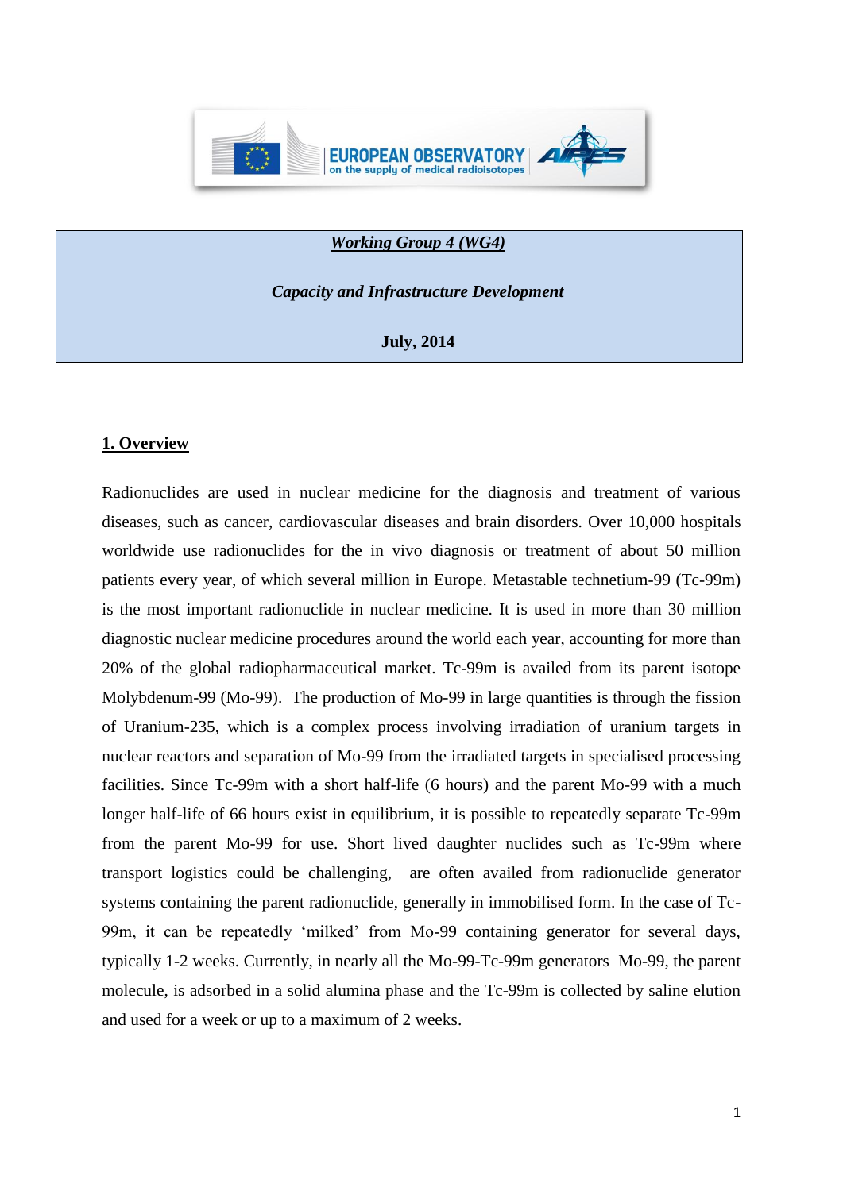EUROPEAN OBSERVATORY on the supply of medical radioisotopes

***Working Group 4 (WG4)***

***Capacity and Infrastructure Development***

**July, 2014**

## 1. Overview

Radionuclides are used in nuclear medicine for the diagnosis and treatment of various diseases, such as cancer, cardiovascular diseases and brain disorders. Over 10,000 hospitals worldwide use radionuclides for the in vivo diagnosis or treatment of about 50 million patients every year, of which several million in Europe. Metastable technetium-99 (Tc-99m) is the most important radionuclide in nuclear medicine. It is used in more than 30 million diagnostic nuclear medicine procedures around the world each year, accounting for more than 20% of the global radiopharmaceutical market. Tc-99m is availed from its parent isotope Molybdenum-99 (Mo-99). The production of Mo-99 in large quantities is through the fission of Uranium-235, which is a complex process involving irradiation of uranium targets in nuclear reactors and separation of Mo-99 from the irradiated targets in specialised processing facilities. Since Tc-99m with a short half-life (6 hours) and the parent Mo-99 with a much longer half-life of 66 hours exist in equilibrium, it is possible to repeatedly separate Tc-99m from the parent Mo-99 for use. Short lived daughter nuclides such as Tc-99m where transport logistics could be challenging, are often availed from radionuclide generator systems containing the parent radionuclide, generally in immobilised form. In the case of Tc-99m, it can be repeatedly 'milked' from Mo-99 containing generator for several days, typically 1-2 weeks. Currently, in nearly all the Mo-99-Tc-99m generators Mo-99, the parent molecule, is adsorbed in a solid alumina phase and the Tc-99m is collected by saline elution and used for a week or up to a maximum of 2 weeks.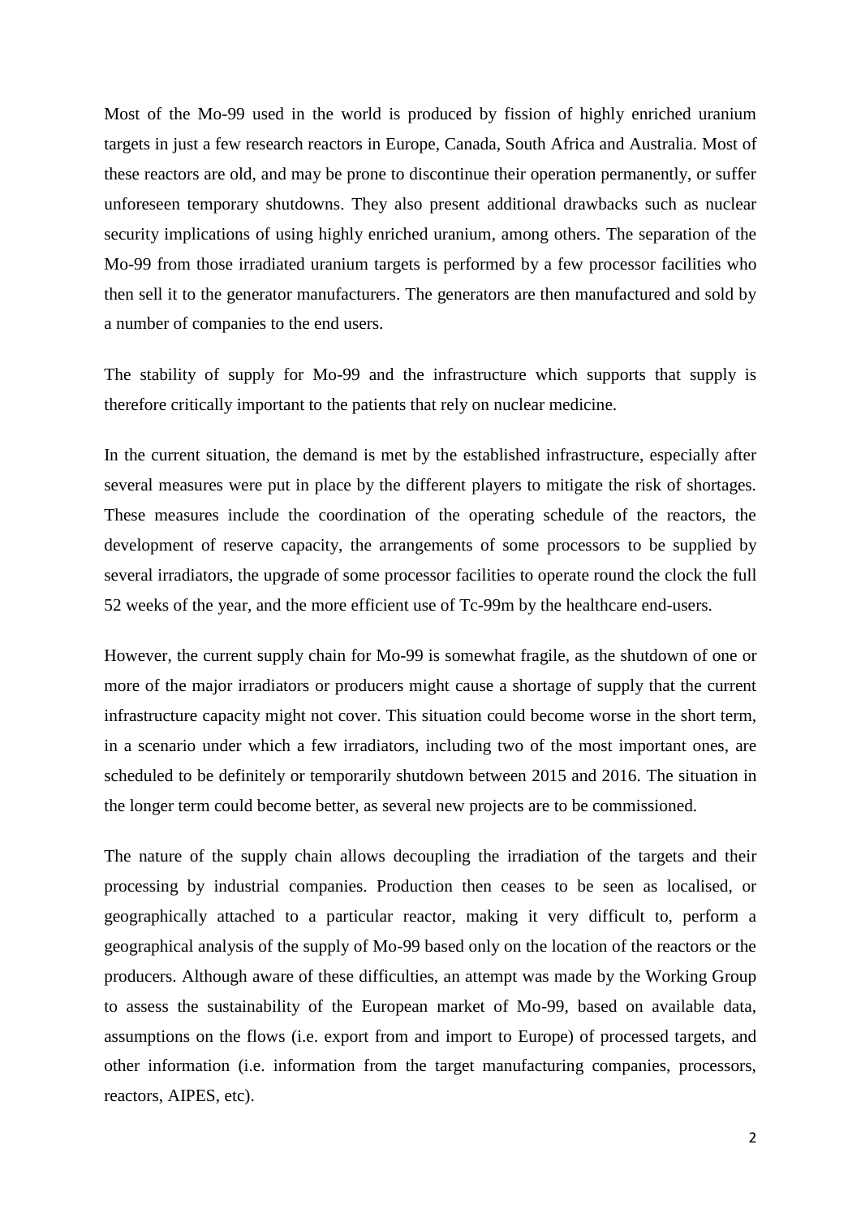Most of the Mo-99 used in the world is produced by fission of highly enriched uranium targets in just a few research reactors in Europe, Canada, South Africa and Australia. Most of these reactors are old, and may be prone to discontinue their operation permanently, or suffer unforeseen temporary shutdowns. They also present additional drawbacks such as nuclear security implications of using highly enriched uranium, among others. The separation of the Mo-99 from those irradiated uranium targets is performed by a few processor facilities who then sell it to the generator manufacturers. The generators are then manufactured and sold by a number of companies to the end users.

The stability of supply for Mo-99 and the infrastructure which supports that supply is therefore critically important to the patients that rely on nuclear medicine.

In the current situation, the demand is met by the established infrastructure, especially after several measures were put in place by the different players to mitigate the risk of shortages. These measures include the coordination of the operating schedule of the reactors, the development of reserve capacity, the arrangements of some processors to be supplied by several irradiators, the upgrade of some processor facilities to operate round the clock the full 52 weeks of the year, and the more efficient use of Tc-99m by the healthcare end-users.

However, the current supply chain for Mo-99 is somewhat fragile, as the shutdown of one or more of the major irradiators or producers might cause a shortage of supply that the current infrastructure capacity might not cover. This situation could become worse in the short term, in a scenario under which a few irradiators, including two of the most important ones, are scheduled to be definitely or temporarily shutdown between 2015 and 2016. The situation in the longer term could become better, as several new projects are to be commissioned.

The nature of the supply chain allows decoupling the irradiation of the targets and their processing by industrial companies. Production then ceases to be seen as localised, or geographically attached to a particular reactor, making it very difficult to, perform a geographical analysis of the supply of Mo-99 based only on the location of the reactors or the producers. Although aware of these difficulties, an attempt was made by the Working Group to assess the sustainability of the European market of Mo-99, based on available data, assumptions on the flows (i.e. export from and import to Europe) of processed targets, and other information (i.e. information from the target manufacturing companies, processors, reactors, AIPES, etc).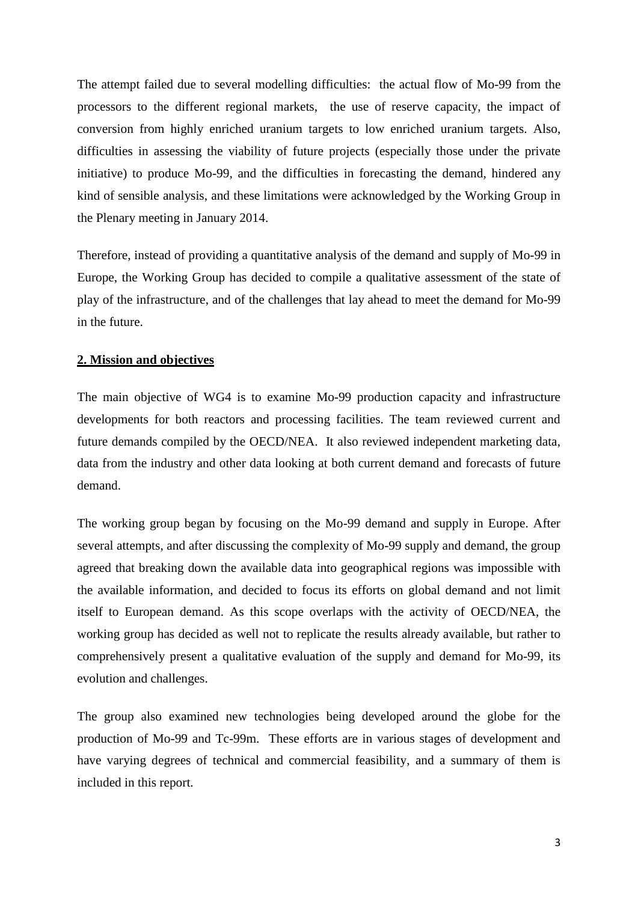The attempt failed due to several modelling difficulties: the actual flow of Mo-99 from the processors to the different regional markets, the use of reserve capacity, the impact of conversion from highly enriched uranium targets to low enriched uranium targets. Also, difficulties in assessing the viability of future projects (especially those under the private initiative) to produce Mo-99, and the difficulties in forecasting the demand, hindered any kind of sensible analysis, and these limitations were acknowledged by the Working Group in the Plenary meeting in January 2014.

Therefore, instead of providing a quantitative analysis of the demand and supply of Mo-99 in Europe, the Working Group has decided to compile a qualitative assessment of the state of play of the infrastructure, and of the challenges that lay ahead to meet the demand for Mo-99 in the future.

## 2. Mission and objectives

The main objective of WG4 is to examine Mo-99 production capacity and infrastructure developments for both reactors and processing facilities. The team reviewed current and future demands compiled by the OECD/NEA. It also reviewed independent marketing data, data from the industry and other data looking at both current demand and forecasts of future demand.

The working group began by focusing on the Mo-99 demand and supply in Europe. After several attempts, and after discussing the complexity of Mo-99 supply and demand, the group agreed that breaking down the available data into geographical regions was impossible with the available information, and decided to focus its efforts on global demand and not limit itself to European demand. As this scope overlaps with the activity of OECD/NEA, the working group has decided as well not to replicate the results already available, but rather to comprehensively present a qualitative evaluation of the supply and demand for Mo-99, its evolution and challenges.

The group also examined new technologies being developed around the globe for the production of Mo-99 and Tc-99m. These efforts are in various stages of development and have varying degrees of technical and commercial feasibility, and a summary of them is included in this report.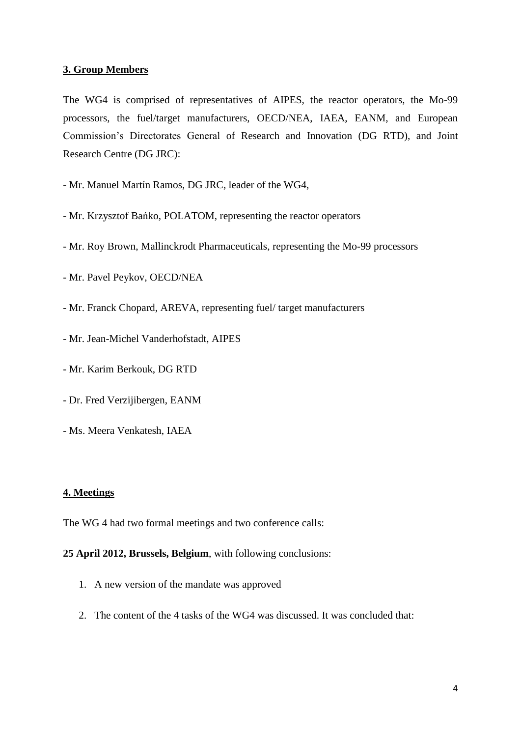## 3. Group Members

The WG4 is comprised of representatives of AIPES, the reactor operators, the Mo-99 processors, the fuel/target manufacturers, OECD/NEA, IAEA, EANM, and European Commission's Directorates General of Research and Innovation (DG RTD), and Joint Research Centre (DG JRC):

- Mr. Manuel Martín Ramos, DG JRC, leader of the WG4,
- Mr. Krzysztof Bańko, POLATOM, representing the reactor operators
- Mr. Roy Brown, Mallinckrodt Pharmaceuticals, representing the Mo-99 processors
- Mr. Pavel Peykov, OECD/NEA
- Mr. Franck Chopard, AREVA, representing fuel/ target manufacturers
- Mr. Jean-Michel Vanderhofstadt, AIPES
- Mr. Karim Berkouk, DG RTD
- Dr. Fred Verzijibergen, EANM
- Ms. Meera Venkatesh, IAEA

## 4. Meetings

The WG 4 had two formal meetings and two conference calls:

**25 April 2012, Brussels, Belgium**, with following conclusions:

1. A new version of the mandate was approved
2. The content of the 4 tasks of the WG4 was discussed. It was concluded that: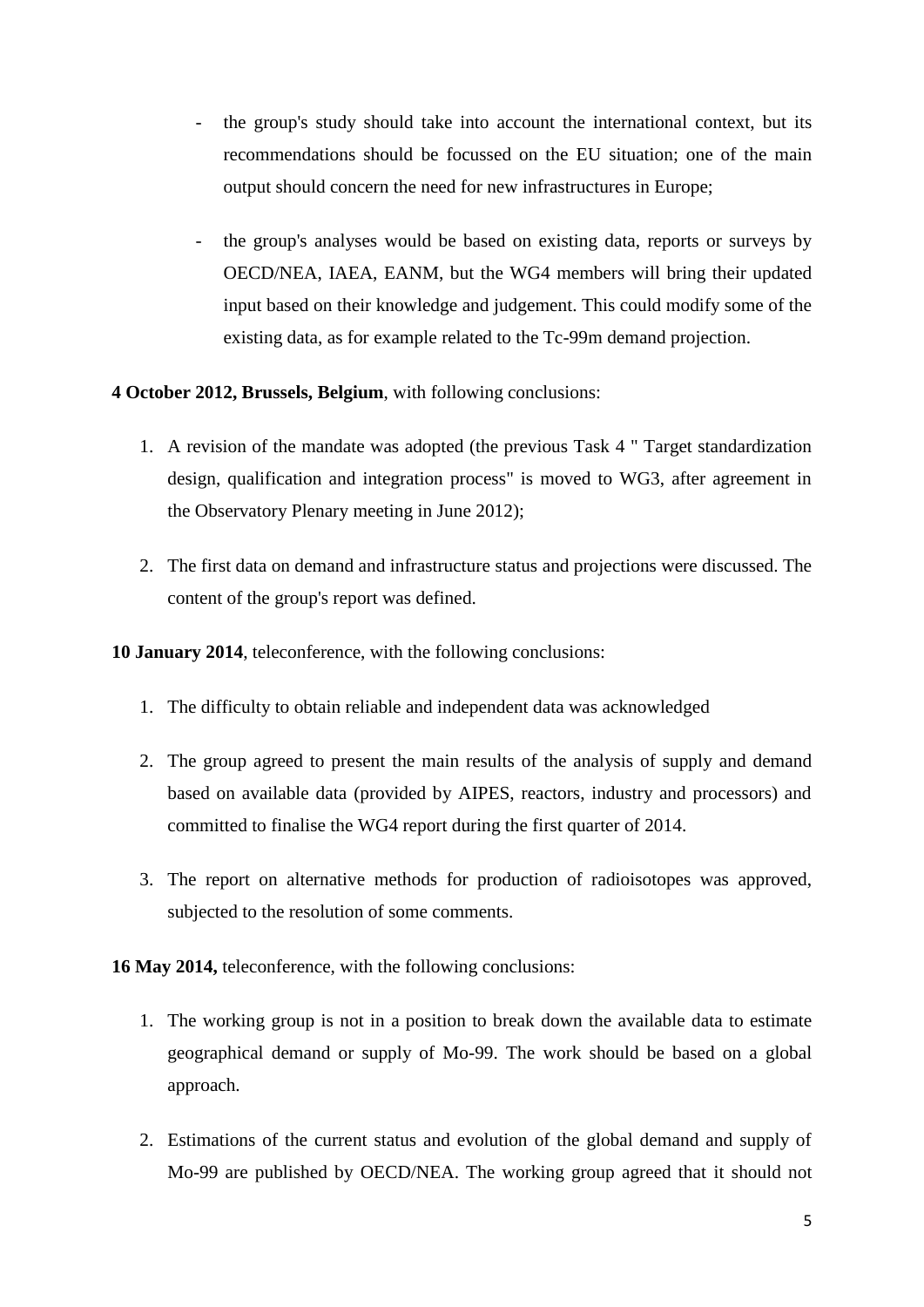- the group's study should take into account the international context, but its recommendations should be focussed on the EU situation; one of the main output should concern the need for new infrastructures in Europe;

- the group's analyses would be based on existing data, reports or surveys by OECD/NEA, IAEA, EANM, but the WG4 members will bring their updated input based on their knowledge and judgement. This could modify some of the existing data, as for example related to the Tc-99m demand projection.

**4 October 2012, Brussels, Belgium**, with following conclusions:

1. A revision of the mandate was adopted (the previous Task 4 " Target standardization design, qualification and integration process" is moved to WG3, after agreement in the Observatory Plenary meeting in June 2012);

2. The first data on demand and infrastructure status and projections were discussed. The content of the group's report was defined.

**10 January 2014**, teleconference, with the following conclusions:

1. The difficulty to obtain reliable and independent data was acknowledged

2. The group agreed to present the main results of the analysis of supply and demand based on available data (provided by AIPES, reactors, industry and processors) and committed to finalise the WG4 report during the first quarter of 2014.

3. The report on alternative methods for production of radioisotopes was approved, subjected to the resolution of some comments.

**16 May 2014,** teleconference, with the following conclusions:

1. The working group is not in a position to break down the available data to estimate geographical demand or supply of Mo-99. The work should be based on a global approach.

2. Estimations of the current status and evolution of the global demand and supply of Mo-99 are published by OECD/NEA. The working group agreed that it should not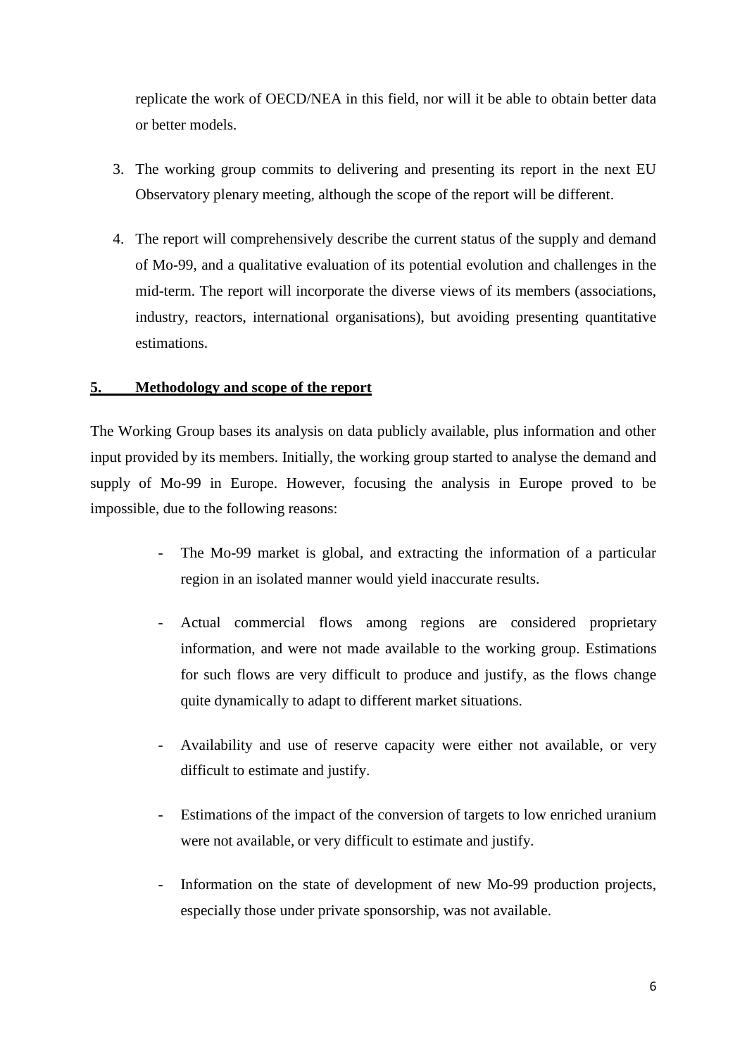replicate the work of OECD/NEA in this field, nor will it be able to obtain better data or better models.

3. The working group commits to delivering and presenting its report in the next EU Observatory plenary meeting, although the scope of the report will be different.

4. The report will comprehensively describe the current status of the supply and demand of Mo-99, and a qualitative evaluation of its potential evolution and challenges in the mid-term. The report will incorporate the diverse views of its members (associations, industry, reactors, international organisations), but avoiding presenting quantitative estimations.

## 5. Methodology and scope of the report

The Working Group bases its analysis on data publicly available, plus information and other input provided by its members. Initially, the working group started to analyse the demand and supply of Mo-99 in Europe. However, focusing the analysis in Europe proved to be impossible, due to the following reasons:

- The Mo-99 market is global, and extracting the information of a particular region in an isolated manner would yield inaccurate results.
- Actual commercial flows among regions are considered proprietary information, and were not made available to the working group. Estimations for such flows are very difficult to produce and justify, as the flows change quite dynamically to adapt to different market situations.
- Availability and use of reserve capacity were either not available, or very difficult to estimate and justify.
- Estimations of the impact of the conversion of targets to low enriched uranium were not available, or very difficult to estimate and justify.
- Information on the state of development of new Mo-99 production projects, especially those under private sponsorship, was not available.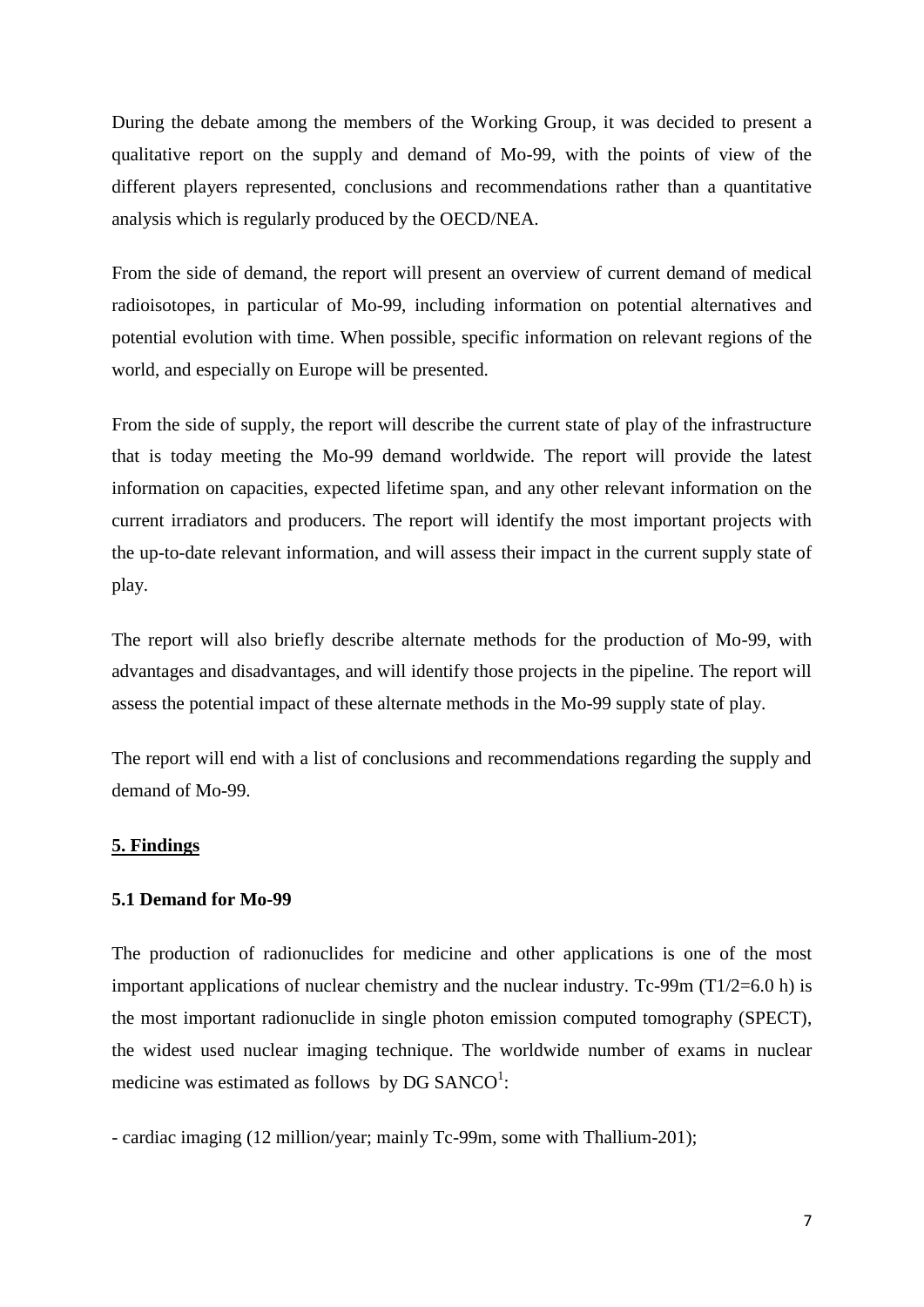During the debate among the members of the Working Group, it was decided to present a qualitative report on the supply and demand of Mo-99, with the points of view of the different players represented, conclusions and recommendations rather than a quantitative analysis which is regularly produced by the OECD/NEA.

From the side of demand, the report will present an overview of current demand of medical radioisotopes, in particular of Mo-99, including information on potential alternatives and potential evolution with time. When possible, specific information on relevant regions of the world, and especially on Europe will be presented.

From the side of supply, the report will describe the current state of play of the infrastructure that is today meeting the Mo-99 demand worldwide. The report will provide the latest information on capacities, expected lifetime span, and any other relevant information on the current irradiators and producers. The report will identify the most important projects with the up-to-date relevant information, and will assess their impact in the current supply state of play.

The report will also briefly describe alternate methods for the production of Mo-99, with advantages and disadvantages, and will identify those projects in the pipeline. The report will assess the potential impact of these alternate methods in the Mo-99 supply state of play.

The report will end with a list of conclusions and recommendations regarding the supply and demand of Mo-99.

## 5. Findings

### 5.1 Demand for Mo-99

The production of radionuclides for medicine and other applications is one of the most important applications of nuclear chemistry and the nuclear industry. Tc-99m ($T_{1/2}$=6.0 h) is the most important radionuclide in single photon emission computed tomography (SPECT), the widest used nuclear imaging technique. The worldwide number of exams in nuclear medicine was estimated as follows by DG SANCO[1]:

- cardiac imaging (12 million/year; mainly Tc-99m, some with Thallium-201);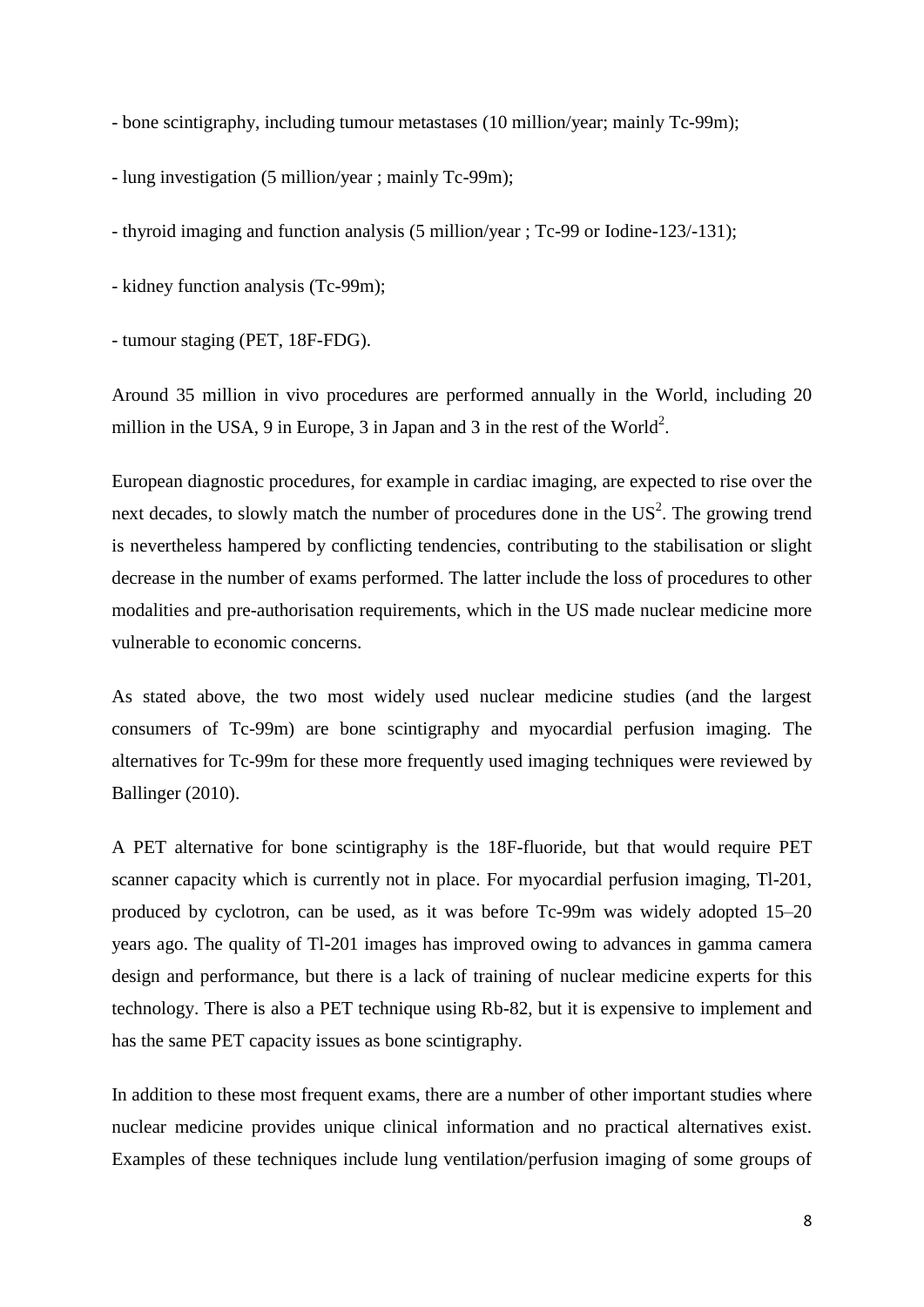- bone scintigraphy, including tumour metastases (10 million/year; mainly Tc-99m);

- lung investigation (5 million/year ; mainly Tc-99m);

- thyroid imaging and function analysis (5 million/year ; Tc-99 or Iodine-123/-131);

- kidney function analysis (Tc-99m);

- tumour staging (PET, 18F-FDG).

Around 35 million in vivo procedures are performed annually in the World, including 20 million in the USA, 9 in Europe, 3 in Japan and 3 in the rest of the World[2].

European diagnostic procedures, for example in cardiac imaging, are expected to rise over the next decades, to slowly match the number of procedures done in the US[2]. The growing trend is nevertheless hampered by conflicting tendencies, contributing to the stabilisation or slight decrease in the number of exams performed. The latter include the loss of procedures to other modalities and pre-authorisation requirements, which in the US made nuclear medicine more vulnerable to economic concerns.

As stated above, the two most widely used nuclear medicine studies (and the largest consumers of Tc-99m) are bone scintigraphy and myocardial perfusion imaging. The alternatives for Tc-99m for these more frequently used imaging techniques were reviewed by Ballinger (2010).

A PET alternative for bone scintigraphy is the 18F-fluoride, but that would require PET scanner capacity which is currently not in place. For myocardial perfusion imaging, Tl-201, produced by cyclotron, can be used, as it was before Tc-99m was widely adopted 15–20 years ago. The quality of Tl-201 images has improved owing to advances in gamma camera design and performance, but there is a lack of training of nuclear medicine experts for this technology. There is also a PET technique using Rb-82, but it is expensive to implement and has the same PET capacity issues as bone scintigraphy.

In addition to these most frequent exams, there are a number of other important studies where nuclear medicine provides unique clinical information and no practical alternatives exist. Examples of these techniques include lung ventilation/perfusion imaging of some groups of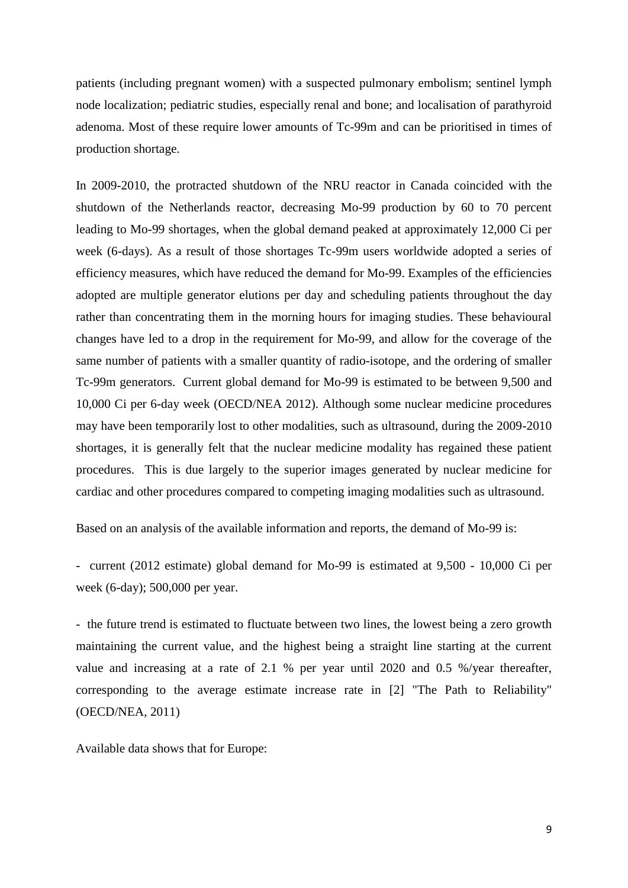patients (including pregnant women) with a suspected pulmonary embolism; sentinel lymph node localization; pediatric studies, especially renal and bone; and localisation of parathyroid adenoma. Most of these require lower amounts of Tc-99m and can be prioritised in times of production shortage.

In 2009-2010, the protracted shutdown of the NRU reactor in Canada coincided with the shutdown of the Netherlands reactor, decreasing Mo-99 production by 60 to 70 percent leading to Mo-99 shortages, when the global demand peaked at approximately 12,000 Ci per week (6-days). As a result of those shortages Tc-99m users worldwide adopted a series of efficiency measures, which have reduced the demand for Mo-99. Examples of the efficiencies adopted are multiple generator elutions per day and scheduling patients throughout the day rather than concentrating them in the morning hours for imaging studies. These behavioural changes have led to a drop in the requirement for Mo-99, and allow for the coverage of the same number of patients with a smaller quantity of radio-isotope, and the ordering of smaller Tc-99m generators. Current global demand for Mo-99 is estimated to be between 9,500 and 10,000 Ci per 6-day week (OECD/NEA 2012). Although some nuclear medicine procedures may have been temporarily lost to other modalities, such as ultrasound, during the 2009-2010 shortages, it is generally felt that the nuclear medicine modality has regained these patient procedures. This is due largely to the superior images generated by nuclear medicine for cardiac and other procedures compared to competing imaging modalities such as ultrasound.

Based on an analysis of the available information and reports, the demand of Mo-99 is:

- current (2012 estimate) global demand for Mo-99 is estimated at 9,500 - 10,000 Ci per week (6-day); 500,000 per year.

- the future trend is estimated to fluctuate between two lines, the lowest being a zero growth maintaining the current value, and the highest being a straight line starting at the current value and increasing at a rate of 2.1 % per year until 2020 and 0.5 %/year thereafter, corresponding to the average estimate increase rate in [2] "The Path to Reliability" (OECD/NEA, 2011)

Available data shows that for Europe: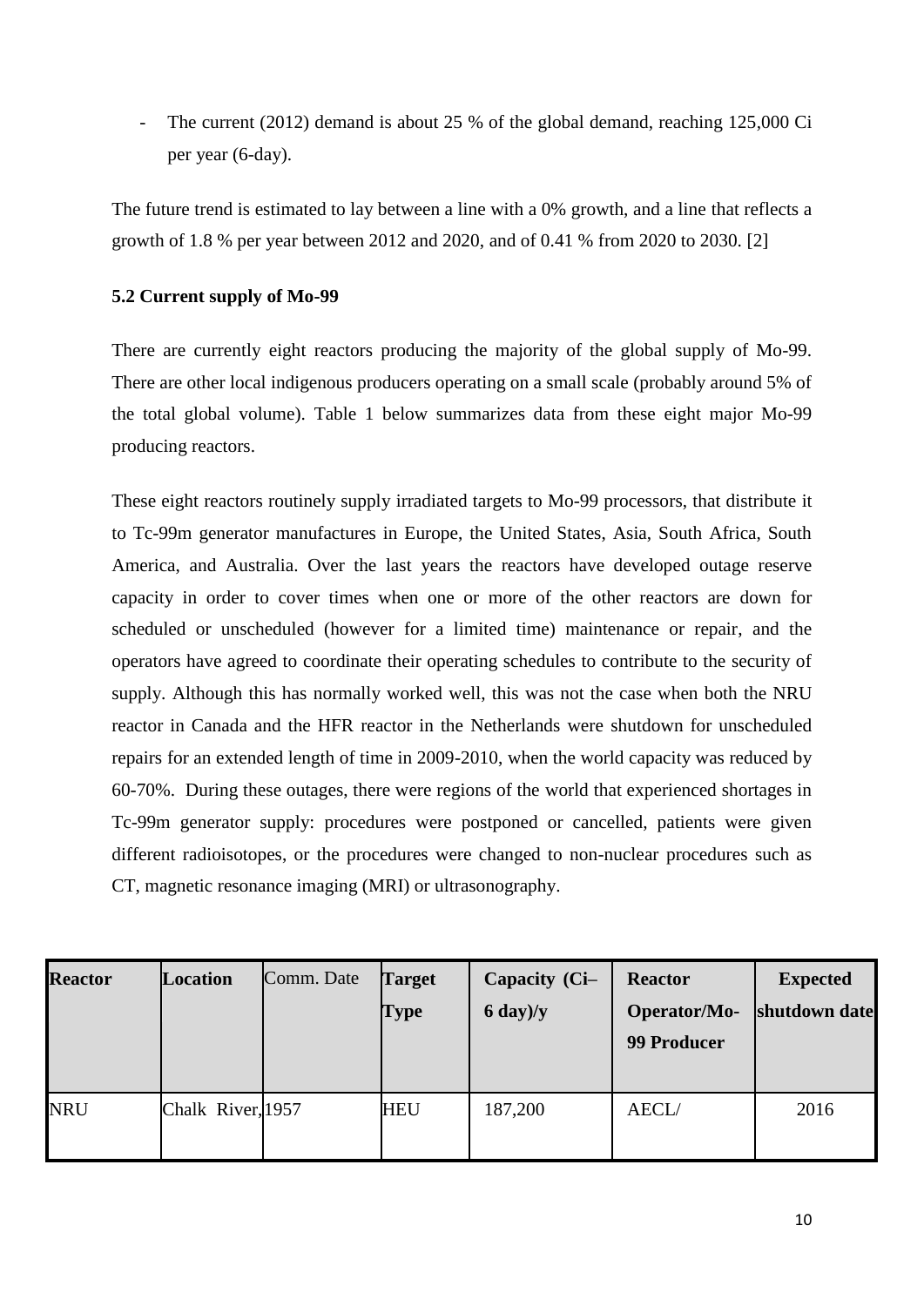- The current (2012) demand is about 25 % of the global demand, reaching 125,000 Ci per year (6-day).

The future trend is estimated to lay between a line with a 0% growth, and a line that reflects a growth of 1.8 % per year between 2012 and 2020, and of 0.41 % from 2020 to 2030. [2]

### 5.2 Current supply of Mo-99

There are currently eight reactors producing the majority of the global supply of Mo-99. There are other local indigenous producers operating on a small scale (probably around 5% of the total global volume). Table 1 below summarizes data from these eight major Mo-99 producing reactors.

These eight reactors routinely supply irradiated targets to Mo-99 processors, that distribute it to Tc-99m generator manufactures in Europe, the United States, Asia, South Africa, South America, and Australia. Over the last years the reactors have developed outage reserve capacity in order to cover times when one or more of the other reactors are down for scheduled or unscheduled (however for a limited time) maintenance or repair, and the operators have agreed to coordinate their operating schedules to contribute to the security of supply. Although this has normally worked well, this was not the case when both the NRU reactor in Canada and the HFR reactor in the Netherlands were shutdown for unscheduled repairs for an extended length of time in 2009-2010, when the world capacity was reduced by 60-70%. During these outages, there were regions of the world that experienced shortages in Tc-99m generator supply: procedures were postponed or cancelled, patients were given different radioisotopes, or the procedures were changed to non-nuclear procedures such as CT, magnetic resonance imaging (MRI) or ultrasonography.

| **Reactor** | **Location** | Comm. Date | **Target Type** | **Capacity (Ci–6 day)/y** | **Reactor Operator/Mo-99 Producer** | **Expected shutdown date** |
|---|---|---|---|---|---|---|
| NRU | Chalk River, | 1957 | HEU | 187,200 | AECL/ | 2016 |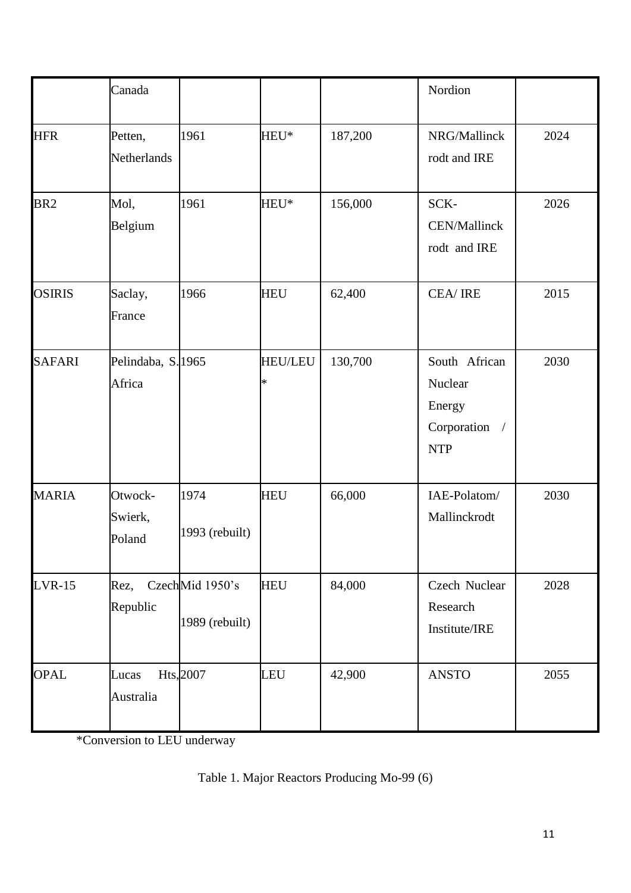|  |  |  |  |  |  |  |
|---|---|---|---|---|---|---|
|  | Canada |  |  |  | Nordion |  |
| HFR | Petten, Netherlands | 1961 | HEU* | 187,200 | NRG/Mallinckrodt and IRE | 2024 |
| BR2 | Mol, Belgium | 1961 | HEU* | 156,000 | SCK-CEN/Mallinckrodt and IRE | 2026 |
| OSIRIS | Saclay, France | 1966 | HEU | 62,400 | CEA/ IRE | 2015 |
| SAFARI | Pelindaba, S. Africa | 1965 | HEU/LEU* | 130,700 | South African Nuclear Energy Corporation / NTP | 2030 |
| MARIA | Otwock-Swierk, Poland | 1974 1993 (rebuilt) | HEU | 66,000 | IAE-Polatom/ Mallinckrodt | 2030 |
| LVR-15 | Rez, Czech Republic | Mid 1950's 1989 (rebuilt) | HEU | 84,000 | Czech Nuclear Research Institute/IRE | 2028 |
| OPAL | Lucas Hts, Australia | 2007 | LEU | 42,900 | ANSTO | 2055 |

*Conversion to LEU underway

Table 1. Major Reactors Producing Mo-99 (6)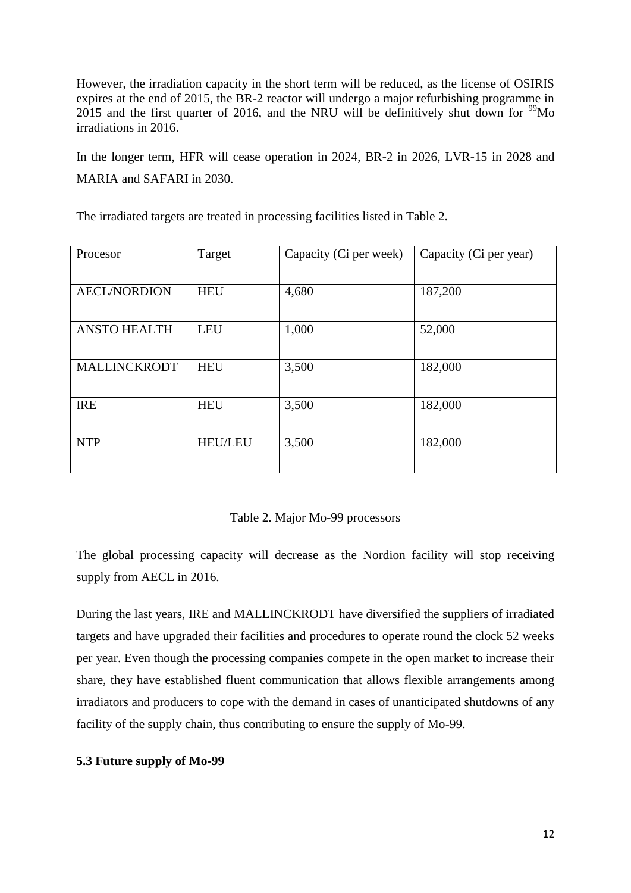However, the irradiation capacity in the short term will be reduced, as the license of OSIRIS expires at the end of 2015, the BR-2 reactor will undergo a major refurbishing programme in 2015 and the first quarter of 2016, and the NRU will be definitively shut down for $^{99}$Mo irradiations in 2016.

In the longer term, HFR will cease operation in 2024, BR-2 in 2026, LVR-15 in 2028 and MARIA and SAFARI in 2030.

The irradiated targets are treated in processing facilities listed in Table 2.

| Procesor | Target | Capacity (Ci per week) | Capacity (Ci per year) |
|---|---|---|---|
| AECL/NORDION | HEU | 4,680 | 187,200 |
| ANSTO HEALTH | LEU | 1,000 | 52,000 |
| MALLINCKRODT | HEU | 3,500 | 182,000 |
| IRE | HEU | 3,500 | 182,000 |
| NTP | HEU/LEU | 3,500 | 182,000 |

Table 2. Major Mo-99 processors

The global processing capacity will decrease as the Nordion facility will stop receiving supply from AECL in 2016.

During the last years, IRE and MALLINCKRODT have diversified the suppliers of irradiated targets and have upgraded their facilities and procedures to operate round the clock 52 weeks per year. Even though the processing companies compete in the open market to increase their share, they have established fluent communication that allows flexible arrangements among irradiators and producers to cope with the demand in cases of unanticipated shutdowns of any facility of the supply chain, thus contributing to ensure the supply of Mo-99.

**5.3 Future supply of Mo-99**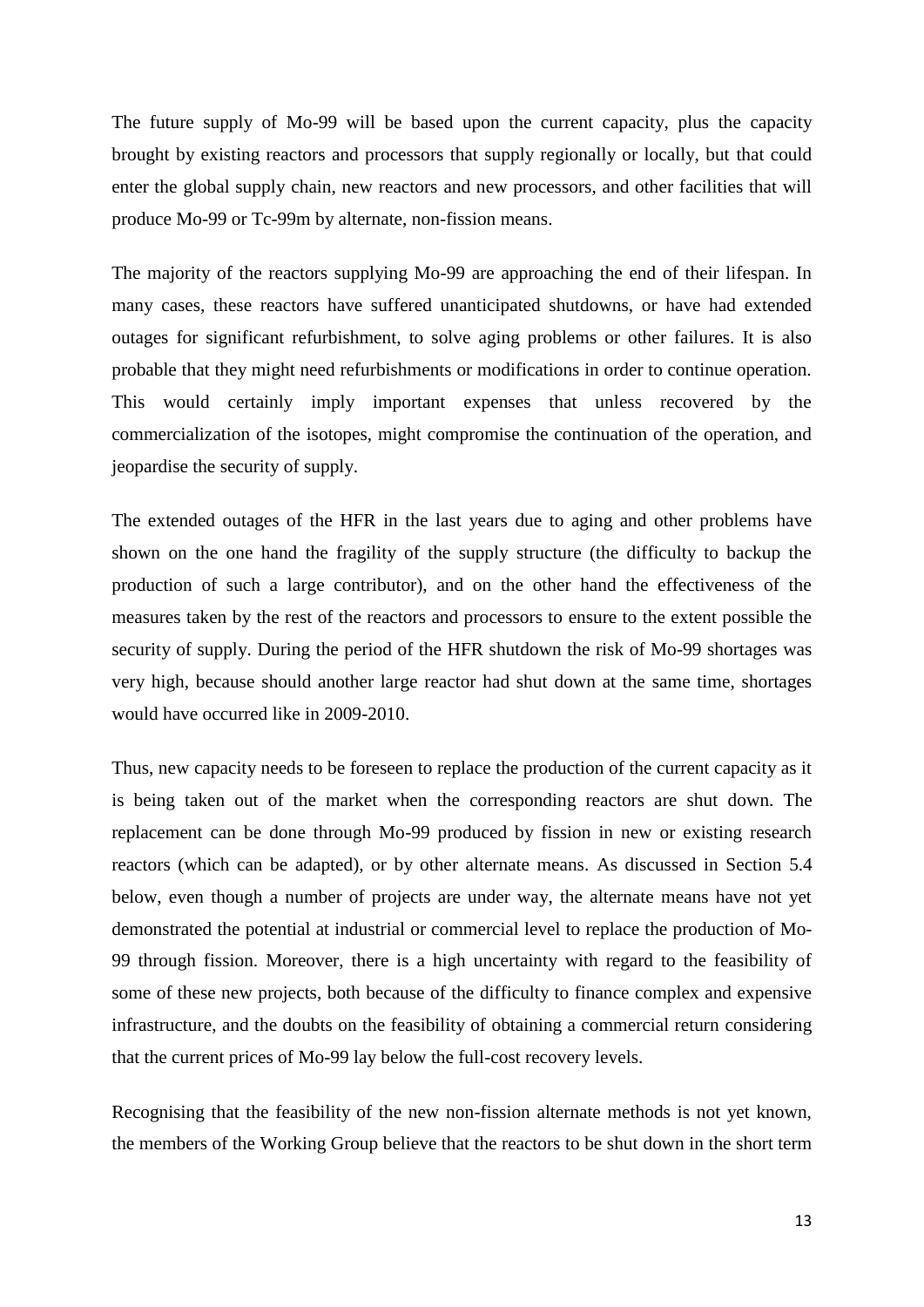The future supply of Mo-99 will be based upon the current capacity, plus the capacity brought by existing reactors and processors that supply regionally or locally, but that could enter the global supply chain, new reactors and new processors, and other facilities that will produce Mo-99 or Tc-99m by alternate, non-fission means.

The majority of the reactors supplying Mo-99 are approaching the end of their lifespan. In many cases, these reactors have suffered unanticipated shutdowns, or have had extended outages for significant refurbishment, to solve aging problems or other failures. It is also probable that they might need refurbishments or modifications in order to continue operation. This would certainly imply important expenses that unless recovered by the commercialization of the isotopes, might compromise the continuation of the operation, and jeopardise the security of supply.

The extended outages of the HFR in the last years due to aging and other problems have shown on the one hand the fragility of the supply structure (the difficulty to backup the production of such a large contributor), and on the other hand the effectiveness of the measures taken by the rest of the reactors and processors to ensure to the extent possible the security of supply. During the period of the HFR shutdown the risk of Mo-99 shortages was very high, because should another large reactor had shut down at the same time, shortages would have occurred like in 2009-2010.

Thus, new capacity needs to be foreseen to replace the production of the current capacity as it is being taken out of the market when the corresponding reactors are shut down. The replacement can be done through Mo-99 produced by fission in new or existing research reactors (which can be adapted), or by other alternate means. As discussed in Section 5.4 below, even though a number of projects are under way, the alternate means have not yet demonstrated the potential at industrial or commercial level to replace the production of Mo-99 through fission. Moreover, there is a high uncertainty with regard to the feasibility of some of these new projects, both because of the difficulty to finance complex and expensive infrastructure, and the doubts on the feasibility of obtaining a commercial return considering that the current prices of Mo-99 lay below the full-cost recovery levels.

Recognising that the feasibility of the new non-fission alternate methods is not yet known, the members of the Working Group believe that the reactors to be shut down in the short term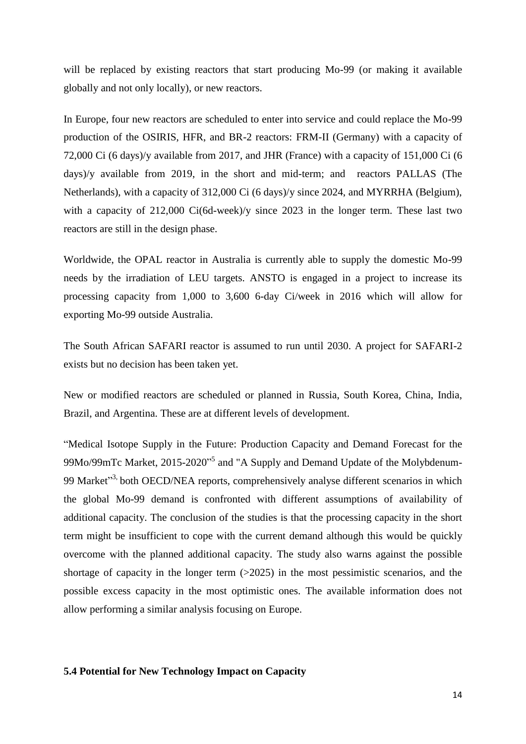will be replaced by existing reactors that start producing Mo-99 (or making it available globally and not only locally), or new reactors.

In Europe, four new reactors are scheduled to enter into service and could replace the Mo-99 production of the OSIRIS, HFR, and BR-2 reactors: FRM-II (Germany) with a capacity of 72,000 Ci (6 days)/y available from 2017, and JHR (France) with a capacity of 151,000 Ci (6 days)/y available from 2019, in the short and mid-term; and reactors PALLAS (The Netherlands), with a capacity of 312,000 Ci (6 days)/y since 2024, and MYRRHA (Belgium), with a capacity of 212,000 Ci(6d-week)/y since 2023 in the longer term. These last two reactors are still in the design phase.

Worldwide, the OPAL reactor in Australia is currently able to supply the domestic Mo-99 needs by the irradiation of LEU targets. ANSTO is engaged in a project to increase its processing capacity from 1,000 to 3,600 6-day Ci/week in 2016 which will allow for exporting Mo-99 outside Australia.

The South African SAFARI reactor is assumed to run until 2030. A project for SAFARI-2 exists but no decision has been taken yet.

New or modified reactors are scheduled or planned in Russia, South Korea, China, India, Brazil, and Argentina. These are at different levels of development.

"Medical Isotope Supply in the Future: Production Capacity and Demand Forecast for the 99Mo/99mTc Market, 2015-2020"[5] and "A Supply and Demand Update of the Molybdenum-99 Market"[3], both OECD/NEA reports, comprehensively analyse different scenarios in which the global Mo-99 demand is confronted with different assumptions of availability of additional capacity. The conclusion of the studies is that the processing capacity in the short term might be insufficient to cope with the current demand although this would be quickly overcome with the planned additional capacity. The study also warns against the possible shortage of capacity in the longer term (>2025) in the most pessimistic scenarios, and the possible excess capacity in the most optimistic ones. The available information does not allow performing a similar analysis focusing on Europe.

### 5.4 Potential for New Technology Impact on Capacity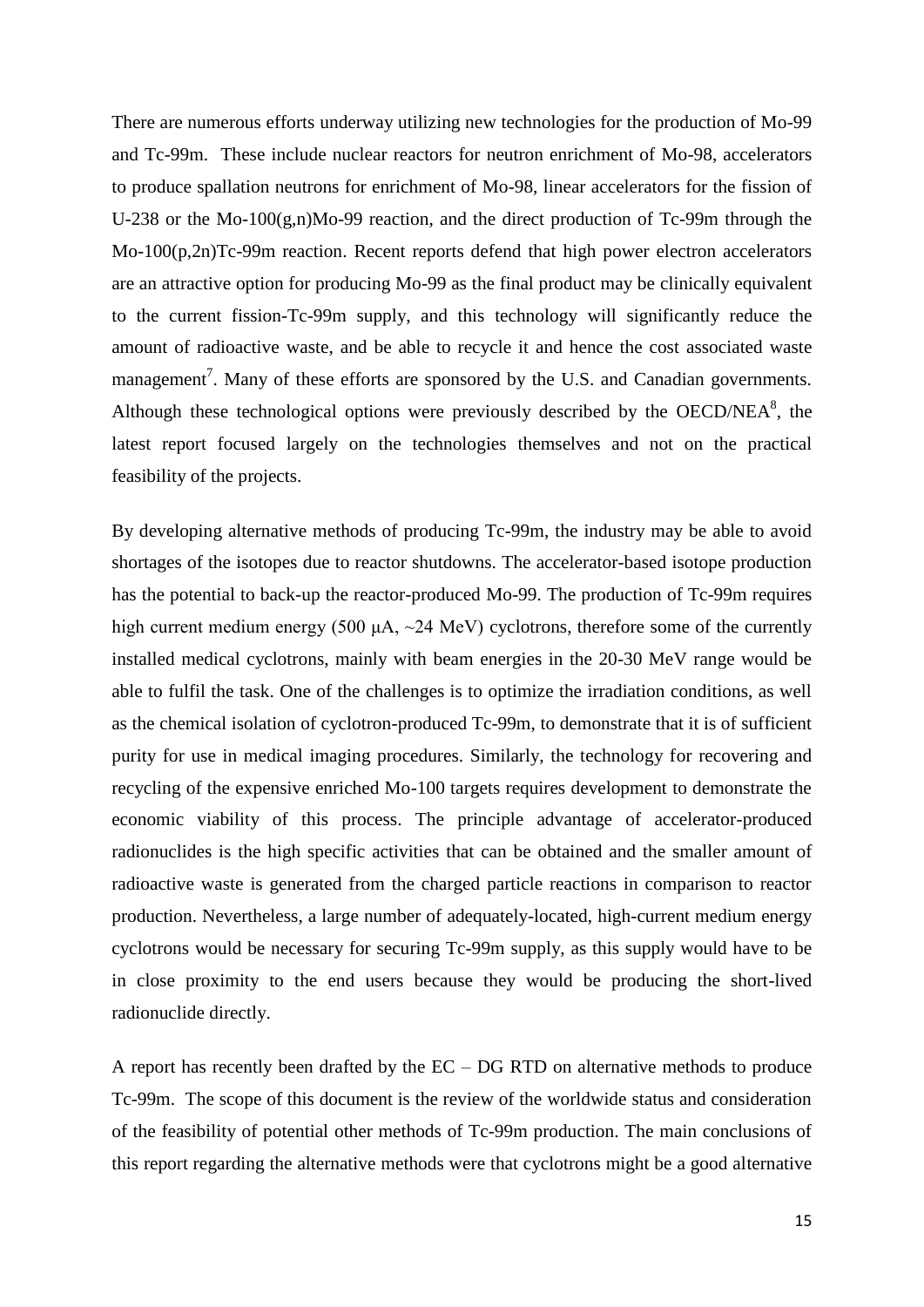There are numerous efforts underway utilizing new technologies for the production of Mo-99 and Tc-99m. These include nuclear reactors for neutron enrichment of Mo-98, accelerators to produce spallation neutrons for enrichment of Mo-98, linear accelerators for the fission of U-238 or the Mo-100(g,n)Mo-99 reaction, and the direct production of Tc-99m through the Mo-100(p,2n)Tc-99m reaction. Recent reports defend that high power electron accelerators are an attractive option for producing Mo-99 as the final product may be clinically equivalent to the current fission-Tc-99m supply, and this technology will significantly reduce the amount of radioactive waste, and be able to recycle it and hence the cost associated waste management[7]. Many of these efforts are sponsored by the U.S. and Canadian governments. Although these technological options were previously described by the OECD/NEA[8], the latest report focused largely on the technologies themselves and not on the practical feasibility of the projects.

By developing alternative methods of producing Tc-99m, the industry may be able to avoid shortages of the isotopes due to reactor shutdowns. The accelerator-based isotope production has the potential to back-up the reactor-produced Mo-99. The production of Tc-99m requires high current medium energy (500 μA, ~24 MeV) cyclotrons, therefore some of the currently installed medical cyclotrons, mainly with beam energies in the 20-30 MeV range would be able to fulfil the task. One of the challenges is to optimize the irradiation conditions, as well as the chemical isolation of cyclotron-produced Tc-99m, to demonstrate that it is of sufficient purity for use in medical imaging procedures. Similarly, the technology for recovering and recycling of the expensive enriched Mo-100 targets requires development to demonstrate the economic viability of this process. The principle advantage of accelerator-produced radionuclides is the high specific activities that can be obtained and the smaller amount of radioactive waste is generated from the charged particle reactions in comparison to reactor production. Nevertheless, a large number of adequately-located, high-current medium energy cyclotrons would be necessary for securing Tc-99m supply, as this supply would have to be in close proximity to the end users because they would be producing the short-lived radionuclide directly.

A report has recently been drafted by the EC – DG RTD on alternative methods to produce Tc-99m. The scope of this document is the review of the worldwide status and consideration of the feasibility of potential other methods of Tc-99m production. The main conclusions of this report regarding the alternative methods were that cyclotrons might be a good alternative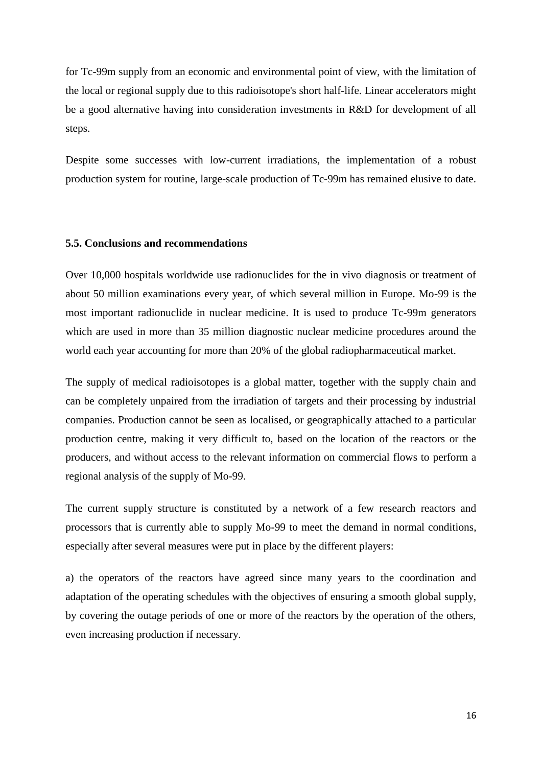for Tc-99m supply from an economic and environmental point of view, with the limitation of the local or regional supply due to this radioisotope's short half-life. Linear accelerators might be a good alternative having into consideration investments in R&D for development of all steps.

Despite some successes with low-current irradiations, the implementation of a robust production system for routine, large-scale production of Tc-99m has remained elusive to date.

### 5.5. Conclusions and recommendations

Over 10,000 hospitals worldwide use radionuclides for the in vivo diagnosis or treatment of about 50 million examinations every year, of which several million in Europe. Mo-99 is the most important radionuclide in nuclear medicine. It is used to produce Tc-99m generators which are used in more than 35 million diagnostic nuclear medicine procedures around the world each year accounting for more than 20% of the global radiopharmaceutical market.

The supply of medical radioisotopes is a global matter, together with the supply chain and can be completely unpaired from the irradiation of targets and their processing by industrial companies. Production cannot be seen as localised, or geographically attached to a particular production centre, making it very difficult to, based on the location of the reactors or the producers, and without access to the relevant information on commercial flows to perform a regional analysis of the supply of Mo-99.

The current supply structure is constituted by a network of a few research reactors and processors that is currently able to supply Mo-99 to meet the demand in normal conditions, especially after several measures were put in place by the different players:

a) the operators of the reactors have agreed since many years to the coordination and adaptation of the operating schedules with the objectives of ensuring a smooth global supply, by covering the outage periods of one or more of the reactors by the operation of the others, even increasing production if necessary.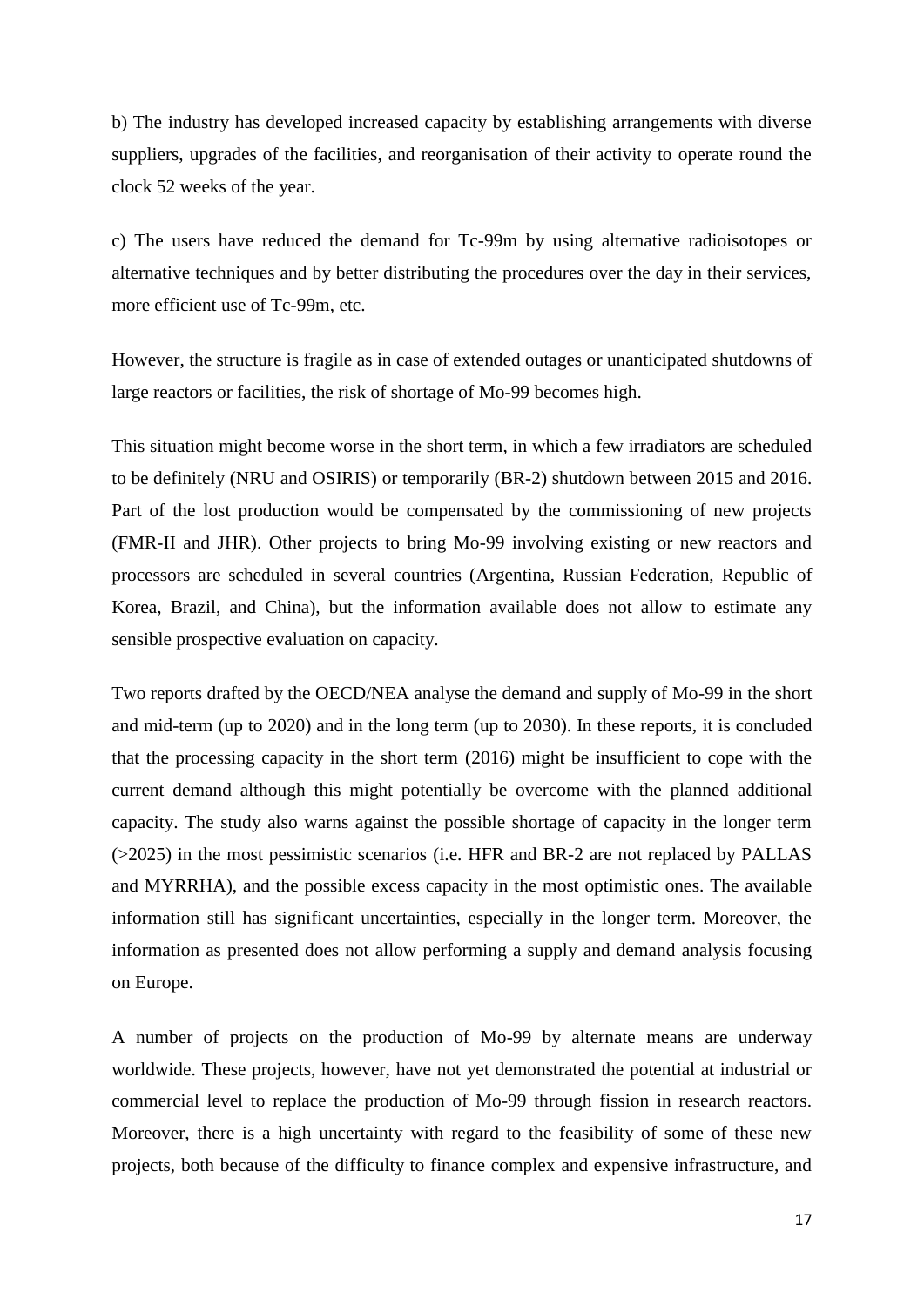b) The industry has developed increased capacity by establishing arrangements with diverse suppliers, upgrades of the facilities, and reorganisation of their activity to operate round the clock 52 weeks of the year.

c) The users have reduced the demand for Tc-99m by using alternative radioisotopes or alternative techniques and by better distributing the procedures over the day in their services, more efficient use of Tc-99m, etc.

However, the structure is fragile as in case of extended outages or unanticipated shutdowns of large reactors or facilities, the risk of shortage of Mo-99 becomes high.

This situation might become worse in the short term, in which a few irradiators are scheduled to be definitely (NRU and OSIRIS) or temporarily (BR-2) shutdown between 2015 and 2016. Part of the lost production would be compensated by the commissioning of new projects (FMR-II and JHR). Other projects to bring Mo-99 involving existing or new reactors and processors are scheduled in several countries (Argentina, Russian Federation, Republic of Korea, Brazil, and China), but the information available does not allow to estimate any sensible prospective evaluation on capacity.

Two reports drafted by the OECD/NEA analyse the demand and supply of Mo-99 in the short and mid-term (up to 2020) and in the long term (up to 2030). In these reports, it is concluded that the processing capacity in the short term (2016) might be insufficient to cope with the current demand although this might potentially be overcome with the planned additional capacity. The study also warns against the possible shortage of capacity in the longer term (>2025) in the most pessimistic scenarios (i.e. HFR and BR-2 are not replaced by PALLAS and MYRRHA), and the possible excess capacity in the most optimistic ones. The available information still has significant uncertainties, especially in the longer term. Moreover, the information as presented does not allow performing a supply and demand analysis focusing on Europe.

A number of projects on the production of Mo-99 by alternate means are underway worldwide. These projects, however, have not yet demonstrated the potential at industrial or commercial level to replace the production of Mo-99 through fission in research reactors. Moreover, there is a high uncertainty with regard to the feasibility of some of these new projects, both because of the difficulty to finance complex and expensive infrastructure, and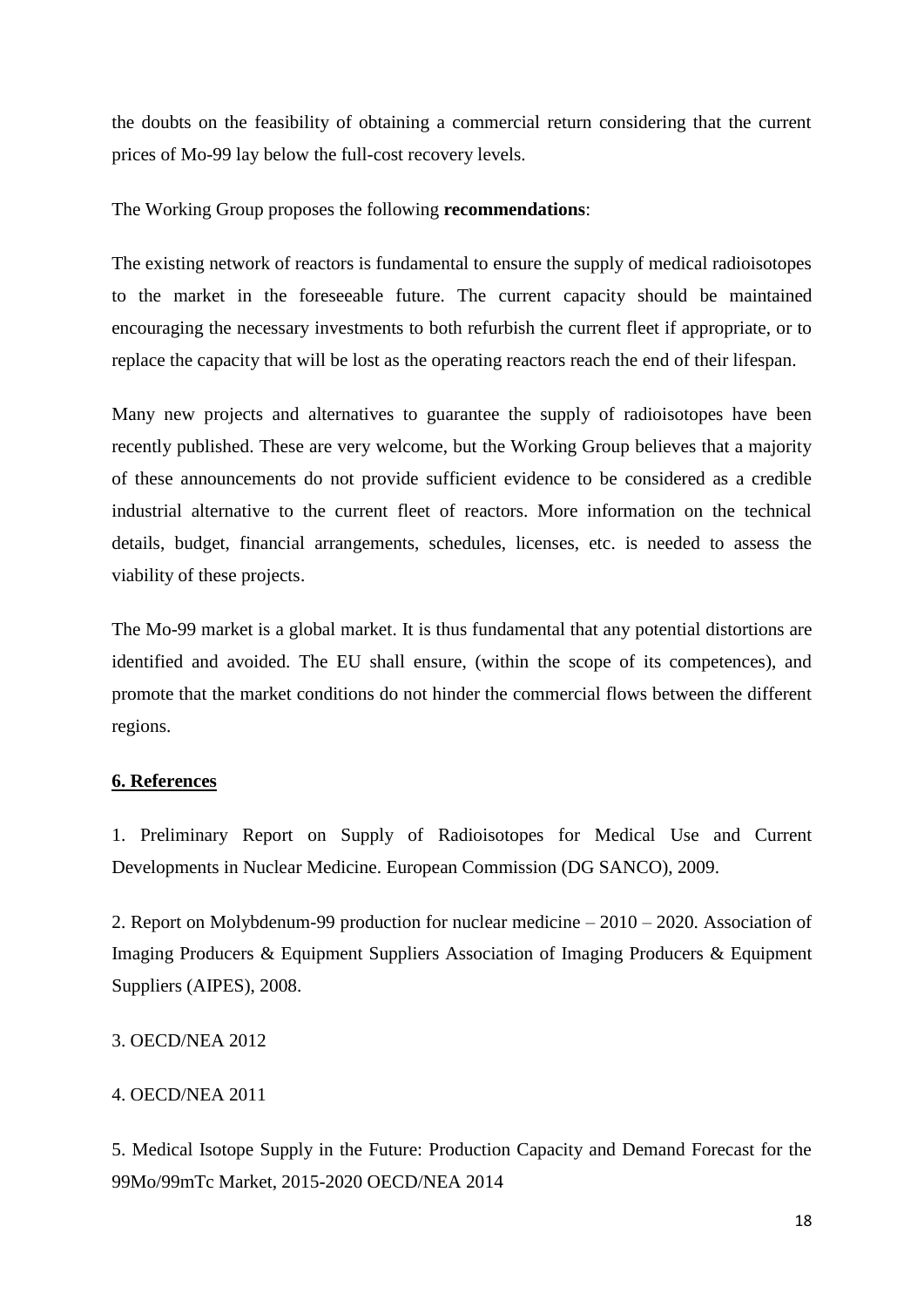the doubts on the feasibility of obtaining a commercial return considering that the current prices of Mo-99 lay below the full-cost recovery levels.

The Working Group proposes the following **recommendations**:

The existing network of reactors is fundamental to ensure the supply of medical radioisotopes to the market in the foreseeable future. The current capacity should be maintained encouraging the necessary investments to both refurbish the current fleet if appropriate, or to replace the capacity that will be lost as the operating reactors reach the end of their lifespan.

Many new projects and alternatives to guarantee the supply of radioisotopes have been recently published. These are very welcome, but the Working Group believes that a majority of these announcements do not provide sufficient evidence to be considered as a credible industrial alternative to the current fleet of reactors. More information on the technical details, budget, financial arrangements, schedules, licenses, etc. is needed to assess the viability of these projects.

The Mo-99 market is a global market. It is thus fundamental that any potential distortions are identified and avoided. The EU shall ensure, (within the scope of its competences), and promote that the market conditions do not hinder the commercial flows between the different regions.

## 6. References

1. Preliminary Report on Supply of Radioisotopes for Medical Use and Current Developments in Nuclear Medicine. European Commission (DG SANCO), 2009.

2. Report on Molybdenum-99 production for nuclear medicine – 2010 – 2020. Association of Imaging Producers & Equipment Suppliers Association of Imaging Producers & Equipment Suppliers (AIPES), 2008.

3. OECD/NEA 2012

4. OECD/NEA 2011

5. Medical Isotope Supply in the Future: Production Capacity and Demand Forecast for the 99Mo/99mTc Market, 2015-2020 OECD/NEA 2014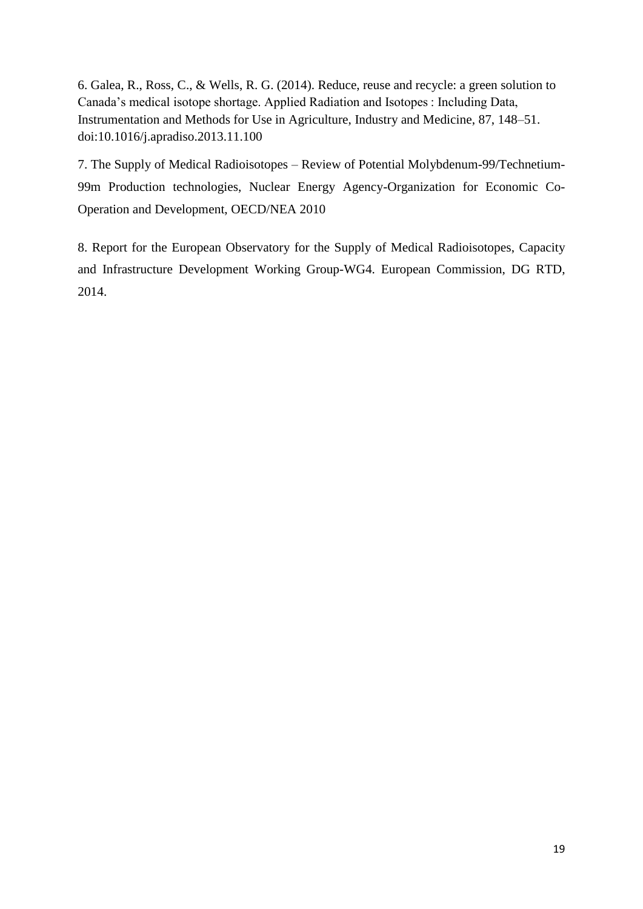6. Galea, R., Ross, C., & Wells, R. G. (2014). Reduce, reuse and recycle: a green solution to Canada's medical isotope shortage. Applied Radiation and Isotopes : Including Data, Instrumentation and Methods for Use in Agriculture, Industry and Medicine, 87, 148–51. doi:10.1016/j.apradiso.2013.11.100

7. The Supply of Medical Radioisotopes – Review of Potential Molybdenum-99/Technetium-99m Production technologies, Nuclear Energy Agency-Organization for Economic Co-Operation and Development, OECD/NEA 2010

8. Report for the European Observatory for the Supply of Medical Radioisotopes, Capacity and Infrastructure Development Working Group-WG4. European Commission, DG RTD, 2014.